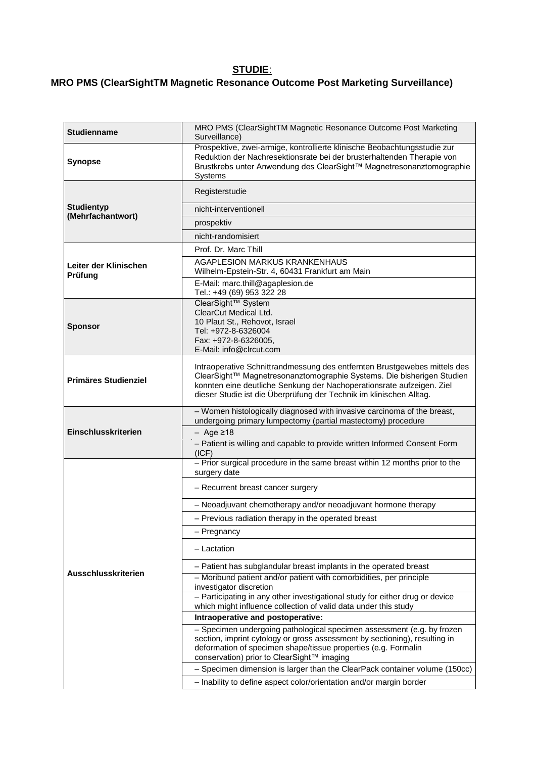**STUDIE**:

**MRO PMS (ClearSightTM Magnetic Resonance Outcome Post Marketing Surveillance)**

| | |
|---|---|
| **Studienname** | MRO PMS (ClearSightTM Magnetic Resonance Outcome Post Marketing Surveillance) |
| **Synopse** | Prospektive, zwei-armige, kontrollierte klinische Beobachtungsstudie zur Reduktion der Nachresektionsrate bei der brusterhaltenden Therapie von Brustkrebs unter Anwendung des ClearSight™ Magnetresonanztomographie Systems |
| **Studientyp (Mehrfachantwort)** | Registerstudie |
| | nicht-interventionell |
| | prospektiv |
| | nicht-randomisiert |
| **Leiter der Klinischen Prüfung** | Prof. Dr. Marc Thill |
| | AGAPLESION MARKUS KRANKENHAUS<br>Wilhelm-Epstein-Str. 4, 60431 Frankfurt am Main |
| | E-Mail: marc.thill@agaplesion.de<br>Tel.: +49 (69) 953 322 28 |
| **Sponsor** | ClearSight™ System<br>ClearCut Medical Ltd.<br>10 Plaut St., Rehovot, Israel<br>Tel: +972-8-6326004<br>Fax: +972-8-6326005,<br>E-Mail: info@clrcut.com |
| **Primäres Studienziel** | Intraoperative Schnittrandmessung des entfernten Brustgewebes mittels des ClearSight™ Magnetresonanztomographie Systems. Die bisherigen Studien konnten eine deutliche Senkung der Nachoperationsrate aufzeigen. Ziel dieser Studie ist die Überprüfung der Technik im klinischen Alltag. |
| **Einschlusskriterien** | – Women histologically diagnosed with invasive carcinoma of the breast, undergoing primary lumpectomy (partial mastectomy) procedure |
| | – Age ≥18<br>– Patient is willing and capable to provide written Informed Consent Form (ICF) |
| **Ausschlusskriterien** | – Prior surgical procedure in the same breast within 12 months prior to the surgery date |
| | – Recurrent breast cancer surgery |
| | – Neoadjuvant chemotherapy and/or neoadjuvant hormone therapy |
| | – Previous radiation therapy in the operated breast |
| | – Pregnancy |
| | – Lactation |
| | – Patient has subglandular breast implants in the operated breast |
| | – Moribund patient and/or patient with comorbidities, per principle investigator discretion |
| | – Participating in any other investigational study for either drug or device which might influence collection of valid data under this study |
| | **Intraoperative and postoperative:** |
| | – Specimen undergoing pathological specimen assessment (e.g. by frozen section, imprint cytology or gross assessment by sectioning), resulting in deformation of specimen shape/tissue properties (e.g. Formalin conservation) prior to ClearSight™ imaging |
| | – Specimen dimension is larger than the ClearPack container volume (150cc) |
| | – Inability to define aspect color/orientation and/or margin border |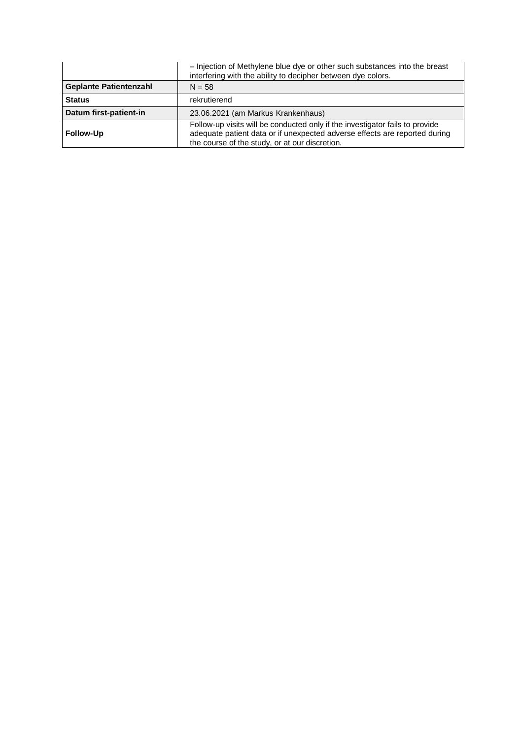| | |
|---|---|
| | – Injection of Methylene blue dye or other such substances into the breast interfering with the ability to decipher between dye colors. |
| **Geplante Patientenzahl** | N = 58 |
| **Status** | rekrutierend |
| **Datum first-patient-in** | 23.06.2021 (am Markus Krankenhaus) |
| **Follow-Up** | Follow-up visits will be conducted only if the investigator fails to provide adequate patient data or if unexpected adverse effects are reported during the course of the study, or at our discretion. |